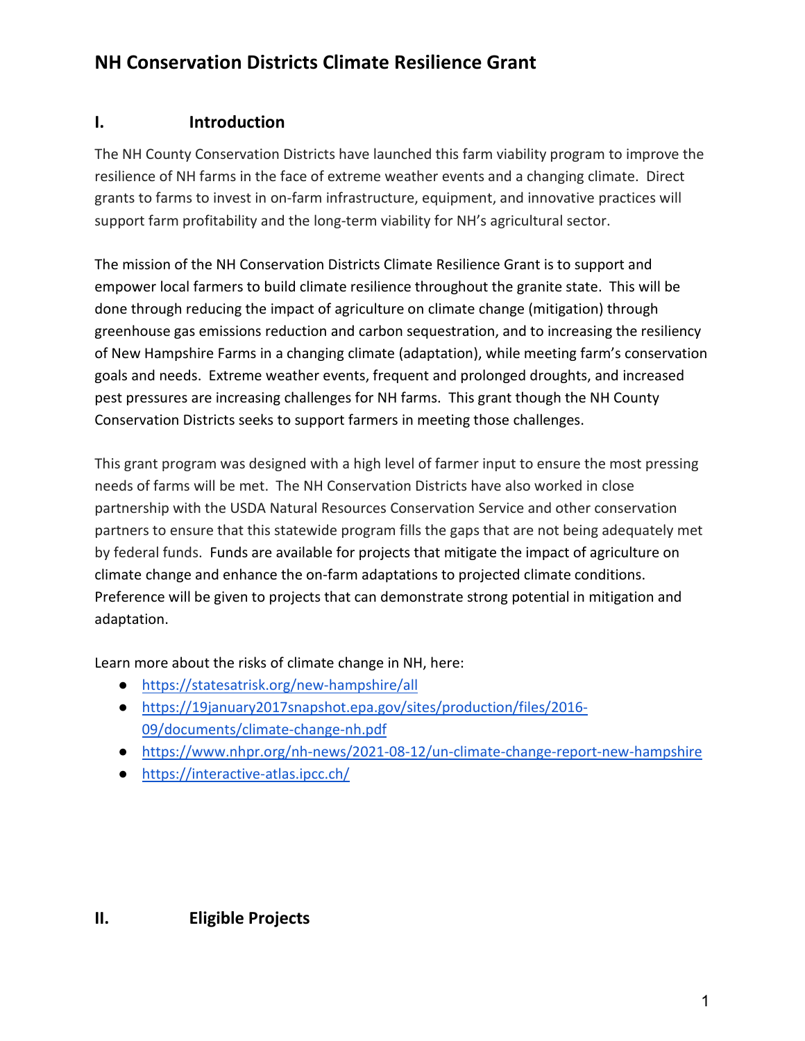# NH Conservation Districts Climate Resilience Grant

## I. Introduction

The NH County Conservation Districts have launched this farm viability program to improve the resilience of NH farms in the face of extreme weather events and a changing climate. Direct grants to farms to invest in on-farm infrastructure, equipment, and innovative practices will support farm profitability and the long-term viability for NH's agricultural sector.

The mission of the NH Conservation Districts Climate Resilience Grant is to support and empower local farmers to build climate resilience throughout the granite state. This will be done through reducing the impact of agriculture on climate change (mitigation) through greenhouse gas emissions reduction and carbon sequestration, and to increasing the resiliency of New Hampshire Farms in a changing climate (adaptation), while meeting farm's conservation goals and needs. Extreme weather events, frequent and prolonged droughts, and increased pest pressures are increasing challenges for NH farms. This grant though the NH County Conservation Districts seeks to support farmers in meeting those challenges.

This grant program was designed with a high level of farmer input to ensure the most pressing needs of farms will be met. The NH Conservation Districts have also worked in close partnership with the USDA Natural Resources Conservation Service and other conservation partners to ensure that this statewide program fills the gaps that are not being adequately met by federal funds. Funds are available for projects that mitigate the impact of agriculture on climate change and enhance the on-farm adaptations to projected climate conditions. Preference will be given to projects that can demonstrate strong potential in mitigation and adaptation.

Learn more about the risks of climate change in NH, here:

- https://statesatrisk.org/new-hampshire/all
- https://19january2017snapshot.epa.gov/sites/production/files/2016-09/documents/climate-change-nh.pdf
- https://www.nhpr.org/nh-news/2021-08-12/un-climate-change-report-new-hampshire
- https://interactive-atlas.ipcc.ch/

## II. Eligible Projects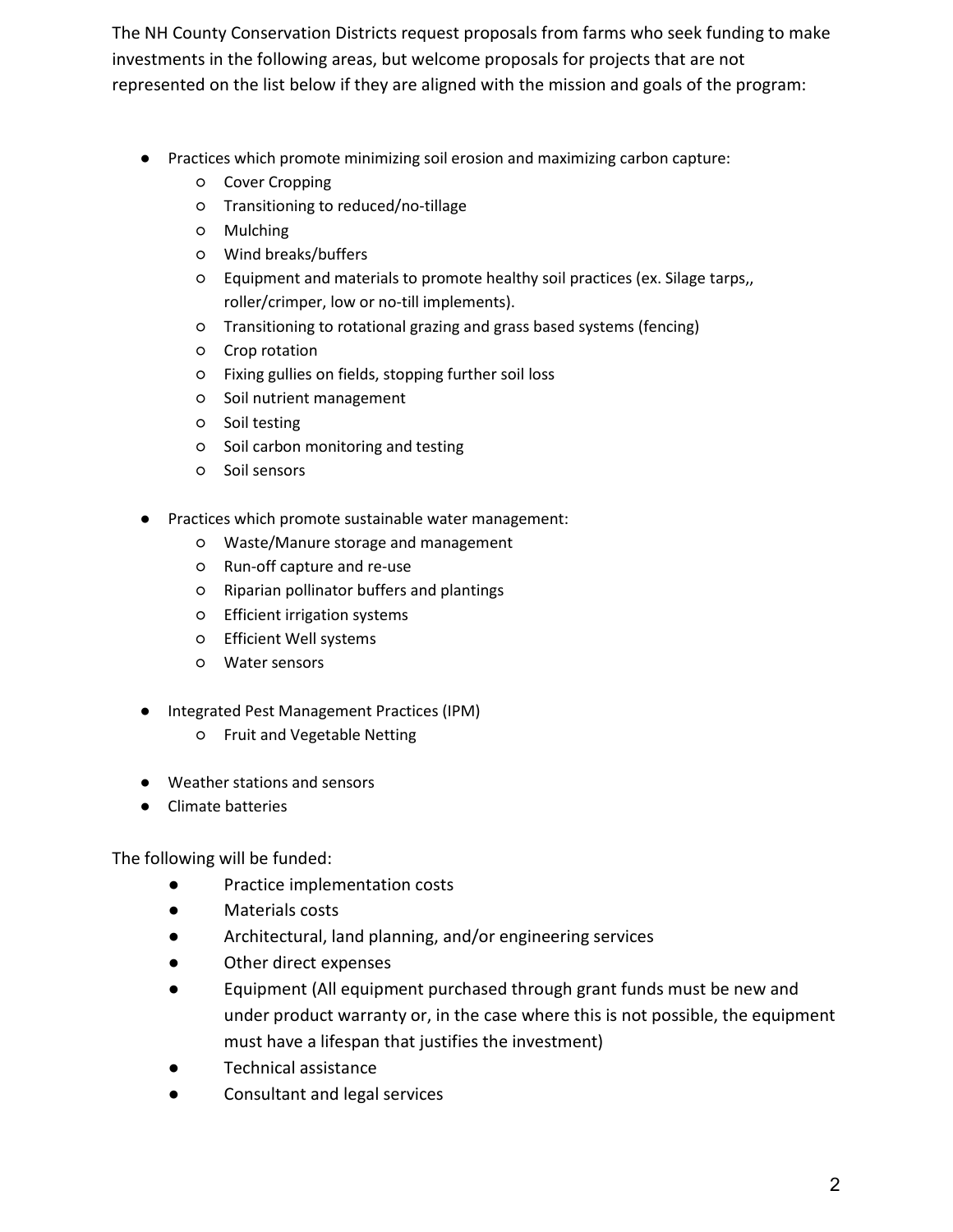The NH County Conservation Districts request proposals from farms who seek funding to make investments in the following areas, but welcome proposals for projects that are not represented on the list below if they are aligned with the mission and goals of the program:

- Practices which promote minimizing soil erosion and maximizing carbon capture:
  - Cover Cropping
  - Transitioning to reduced/no-tillage
  - Mulching
  - Wind breaks/buffers
  - Equipment and materials to promote healthy soil practices (ex. Silage tarps,, roller/crimper, low or no-till implements).
  - Transitioning to rotational grazing and grass based systems (fencing)
  - Crop rotation
  - Fixing gullies on fields, stopping further soil loss
  - Soil nutrient management
  - Soil testing
  - Soil carbon monitoring and testing
  - Soil sensors

- Practices which promote sustainable water management:
  - Waste/Manure storage and management
  - Run-off capture and re-use
  - Riparian pollinator buffers and plantings
  - Efficient irrigation systems
  - Efficient Well systems
  - Water sensors

- Integrated Pest Management Practices (IPM)
  - Fruit and Vegetable Netting

- Weather stations and sensors
- Climate batteries

The following will be funded:

- Practice implementation costs
- Materials costs
- Architectural, land planning, and/or engineering services
- Other direct expenses
- Equipment (All equipment purchased through grant funds must be new and under product warranty or, in the case where this is not possible, the equipment must have a lifespan that justifies the investment)
- Technical assistance
- Consultant and legal services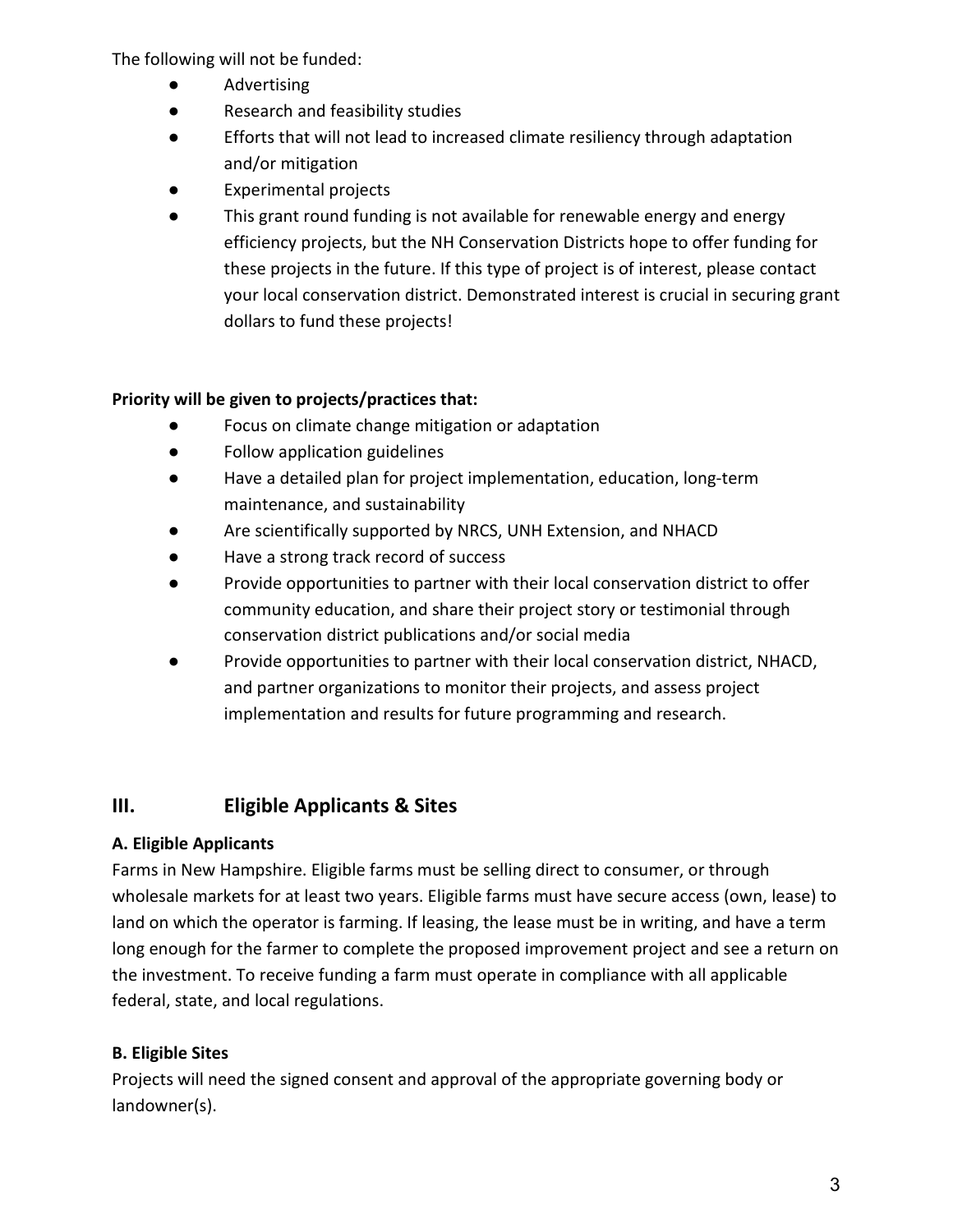The following will not be funded:

- Advertising
- Research and feasibility studies
- Efforts that will not lead to increased climate resiliency through adaptation and/or mitigation
- Experimental projects
- This grant round funding is not available for renewable energy and energy efficiency projects, but the NH Conservation Districts hope to offer funding for these projects in the future. If this type of project is of interest, please contact your local conservation district. Demonstrated interest is crucial in securing grant dollars to fund these projects!

**Priority will be given to projects/practices that:**

- Focus on climate change mitigation or adaptation
- Follow application guidelines
- Have a detailed plan for project implementation, education, long-term maintenance, and sustainability
- Are scientifically supported by NRCS, UNH Extension, and NHACD
- Have a strong track record of success
- Provide opportunities to partner with their local conservation district to offer community education, and share their project story or testimonial through conservation district publications and/or social media
- Provide opportunities to partner with their local conservation district, NHACD, and partner organizations to monitor their projects, and assess project implementation and results for future programming and research.

## III. Eligible Applicants & Sites

**A. Eligible Applicants**

Farms in New Hampshire. Eligible farms must be selling direct to consumer, or through wholesale markets for at least two years. Eligible farms must have secure access (own, lease) to land on which the operator is farming. If leasing, the lease must be in writing, and have a term long enough for the farmer to complete the proposed improvement project and see a return on the investment. To receive funding a farm must operate in compliance with all applicable federal, state, and local regulations.

**B. Eligible Sites**

Projects will need the signed consent and approval of the appropriate governing body or landowner(s).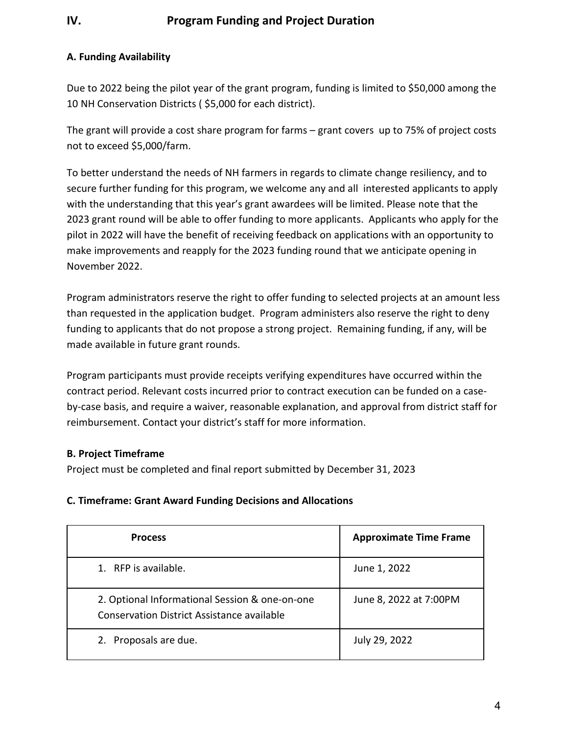# IV. Program Funding and Project Duration

### A. Funding Availability

Due to 2022 being the pilot year of the grant program, funding is limited to $50,000 among the 10 NH Conservation Districts ( $5,000 for each district).

The grant will provide a cost share program for farms – grant covers up to 75% of project costs not to exceed $5,000/farm.

To better understand the needs of NH farmers in regards to climate change resiliency, and to secure further funding for this program, we welcome any and all interested applicants to apply with the understanding that this year's grant awardees will be limited. Please note that the 2023 grant round will be able to offer funding to more applicants. Applicants who apply for the pilot in 2022 will have the benefit of receiving feedback on applications with an opportunity to make improvements and reapply for the 2023 funding round that we anticipate opening in November 2022.

Program administrators reserve the right to offer funding to selected projects at an amount less than requested in the application budget. Program administers also reserve the right to deny funding to applicants that do not propose a strong project. Remaining funding, if any, will be made available in future grant rounds.

Program participants must provide receipts verifying expenditures have occurred within the contract period. Relevant costs incurred prior to contract execution can be funded on a case-by-case basis, and require a waiver, reasonable explanation, and approval from district staff for reimbursement. Contact your district's staff for more information.

### B. Project Timeframe

Project must be completed and final report submitted by December 31, 2023

### C. Timeframe: Grant Award Funding Decisions and Allocations

| Process | Approximate Time Frame |
|---|---|
| 1. RFP is available. | June 1, 2022 |
| 2. Optional Informational Session & one-on-one Conservation District Assistance available | June 8, 2022 at 7:00PM |
| 2. Proposals are due. | July 29, 2022 |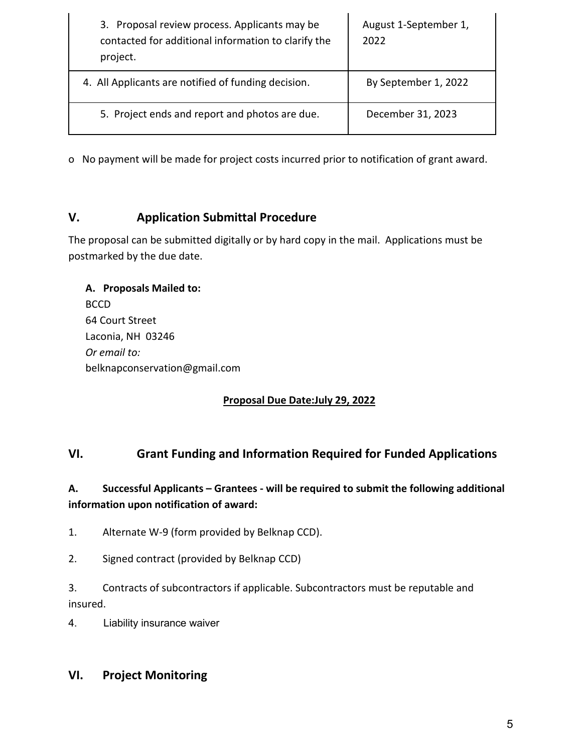| | |
|---|---|
| 3. Proposal review process. Applicants may be contacted for additional information to clarify the project. | August 1-September 1, 2022 |
| 4. All Applicants are notified of funding decision. | By September 1, 2022 |
| 5. Project ends and report and photos are due. | December 31, 2023 |

- No payment will be made for project costs incurred prior to notification of grant award.

## V. Application Submittal Procedure

The proposal can be submitted digitally or by hard copy in the mail. Applications must be postmarked by the due date.

**A. Proposals Mailed to:**
BCCD
64 Court Street
Laconia, NH 03246
*Or email to:*
belknapconservation@gmail.com

**Proposal Due Date:July 29, 2022**

## VI. Grant Funding and Information Required for Funded Applications

### A. Successful Applicants – Grantees - will be required to submit the following additional information upon notification of award:

1. Alternate W-9 (form provided by Belknap CCD).
2. Signed contract (provided by Belknap CCD)
3. Contracts of subcontractors if applicable. Subcontractors must be reputable and insured.
4. Liability insurance waiver

## VI. Project Monitoring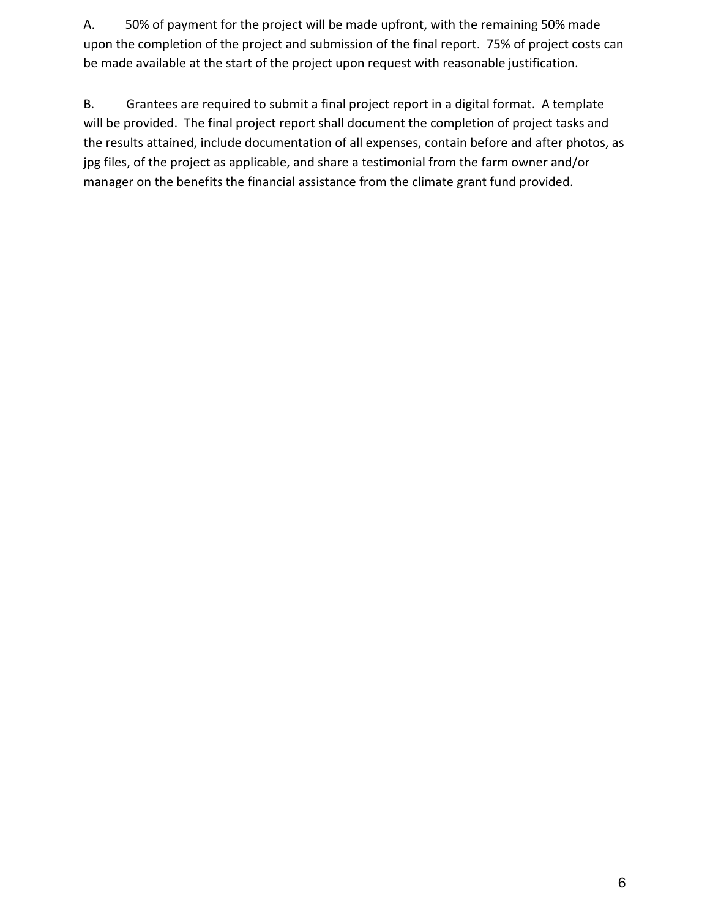A. 50% of payment for the project will be made upfront, with the remaining 50% made upon the completion of the project and submission of the final report. 75% of project costs can be made available at the start of the project upon request with reasonable justification.

B. Grantees are required to submit a final project report in a digital format. A template will be provided. The final project report shall document the completion of project tasks and the results attained, include documentation of all expenses, contain before and after photos, as jpg files, of the project as applicable, and share a testimonial from the farm owner and/or manager on the benefits the financial assistance from the climate grant fund provided.